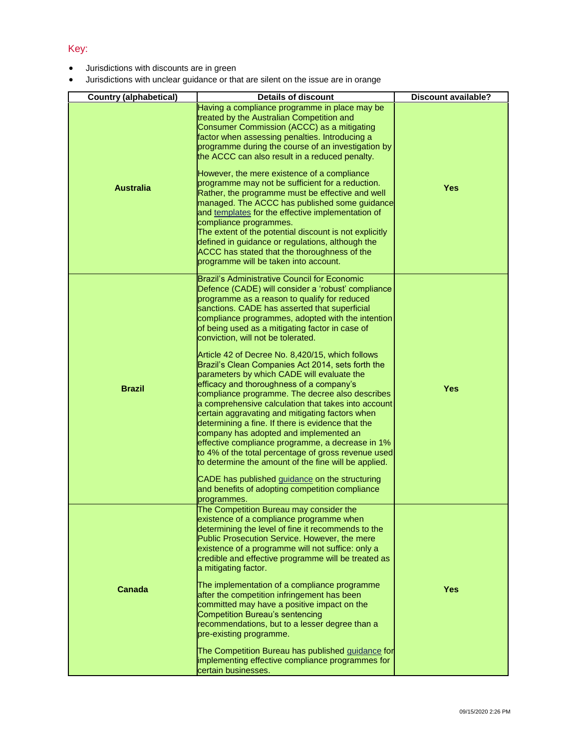Key:

- Jurisdictions with discounts are in green
- Jurisdictions with unclear guidance or that are silent on the issue are in orange

| Country (alphabetical) | Details of discount | Discount available? |
|---|---|---|
| **Australia** | Having a compliance programme in place may be treated by the Australian Competition and Consumer Commission (ACCC) as a mitigating factor when assessing penalties. Introducing a programme during the course of an investigation by the ACCC can also result in a reduced penalty.<br><br>However, the mere existence of a compliance programme may not be sufficient for a reduction. Rather, the programme must be effective and well managed. The ACCC has published some guidance and templates for the effective implementation of compliance programmes.<br>The extent of the potential discount is not explicitly defined in guidance or regulations, although the ACCC has stated that the thoroughness of the programme will be taken into account. | **Yes** |
| **Brazil** | Brazil's Administrative Council for Economic Defence (CADE) will consider a 'robust' compliance programme as a reason to qualify for reduced sanctions. CADE has asserted that superficial compliance programmes, adopted with the intention of being used as a mitigating factor in case of conviction, will not be tolerated.<br><br>Article 42 of Decree No. 8,420/15, which follows Brazil's Clean Companies Act 2014, sets forth the parameters by which CADE will evaluate the efficacy and thoroughness of a company's compliance programme. The decree also describes a comprehensive calculation that takes into account certain aggravating and mitigating factors when determining a fine. If there is evidence that the company has adopted and implemented an effective compliance programme, a decrease in 1% to 4% of the total percentage of gross revenue used to determine the amount of the fine will be applied.<br><br>CADE has published guidance on the structuring and benefits of adopting competition compliance programmes. | **Yes** |
| **Canada** | The Competition Bureau may consider the existence of a compliance programme when determining the level of fine it recommends to the Public Prosecution Service. However, the mere existence of a programme will not suffice: only a credible and effective programme will be treated as a mitigating factor.<br><br>The implementation of a compliance programme after the competition infringement has been committed may have a positive impact on the Competition Bureau's sentencing recommendations, but to a lesser degree than a pre-existing programme.<br><br>The Competition Bureau has published guidance for implementing effective compliance programmes for certain businesses. | **Yes** |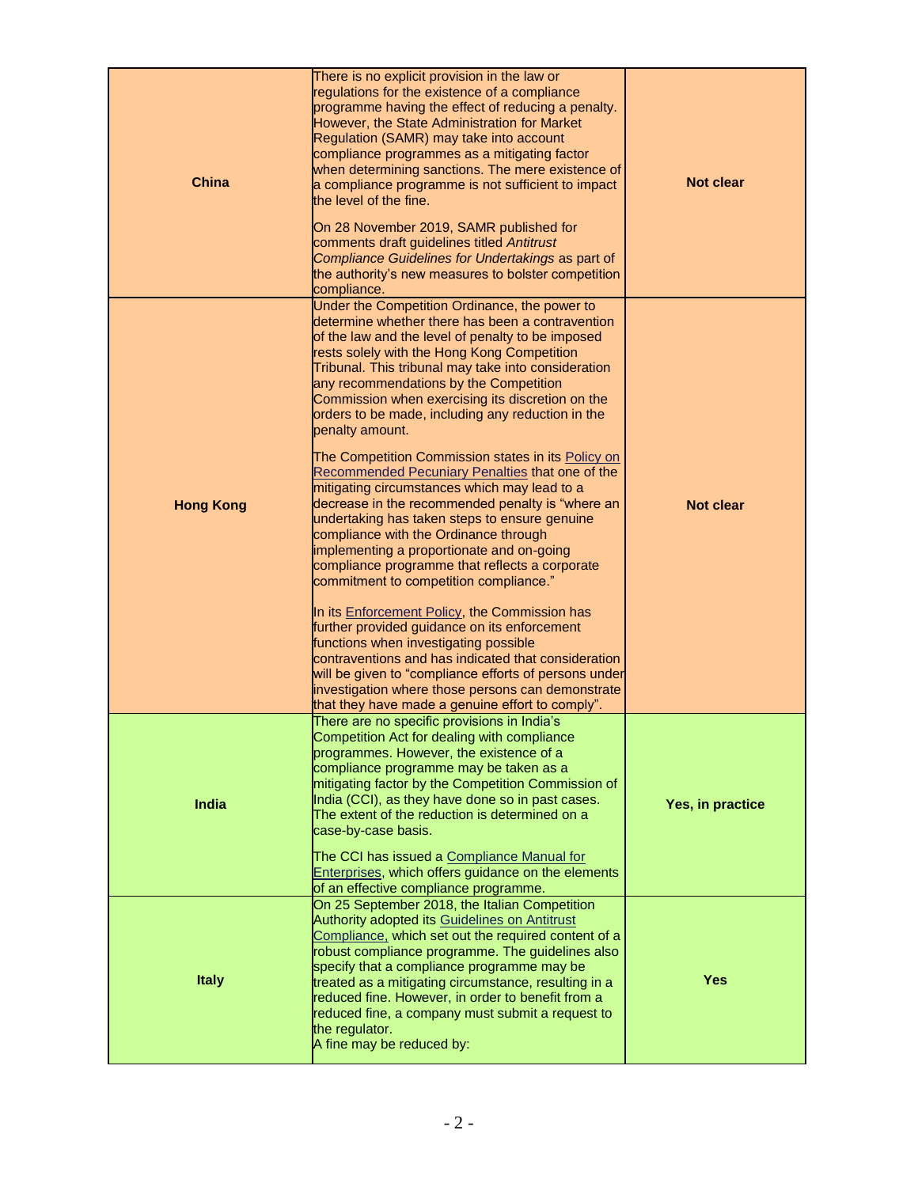| | | |
|---|---|---|
| **China** | There is no explicit provision in the law or regulations for the existence of a compliance programme having the effect of reducing a penalty. However, the State Administration for Market Regulation (SAMR) may take into account compliance programmes as a mitigating factor when determining sanctions. The mere existence of a compliance programme is not sufficient to impact the level of the fine.<br><br>On 28 November 2019, SAMR published for comments draft guidelines titled *Antitrust Compliance Guidelines for Undertakings* as part of the authority's new measures to bolster competition compliance. | **Not clear** |
| **Hong Kong** | Under the Competition Ordinance, the power to determine whether there has been a contravention of the law and the level of penalty to be imposed rests solely with the Hong Kong Competition Tribunal. This tribunal may take into consideration any recommendations by the Competition Commission when exercising its discretion on the orders to be made, including any reduction in the penalty amount.<br><br>The Competition Commission states in its Policy on Recommended Pecuniary Penalties that one of the mitigating circumstances which may lead to a decrease in the recommended penalty is "where an undertaking has taken steps to ensure genuine compliance with the Ordinance through implementing a proportionate and on-going compliance programme that reflects a corporate commitment to competition compliance."<br><br>In its Enforcement Policy, the Commission has further provided guidance on its enforcement functions when investigating possible contraventions and has indicated that consideration will be given to "compliance efforts of persons under investigation where those persons can demonstrate that they have made a genuine effort to comply". | **Not clear** |
| **India** | There are no specific provisions in India's Competition Act for dealing with compliance programmes. However, the existence of a compliance programme may be taken as a mitigating factor by the Competition Commission of India (CCI), as they have done so in past cases. The extent of the reduction is determined on a case-by-case basis.<br><br>The CCI has issued a Compliance Manual for Enterprises, which offers guidance on the elements of an effective compliance programme. | **Yes, in practice** |
| **Italy** | On 25 September 2018, the Italian Competition Authority adopted its Guidelines on Antitrust Compliance, which set out the required content of a robust compliance programme. The guidelines also specify that a compliance programme may be treated as a mitigating circumstance, resulting in a reduced fine. However, in order to benefit from a reduced fine, a company must submit a request to the regulator.<br>A fine may be reduced by: | **Yes** |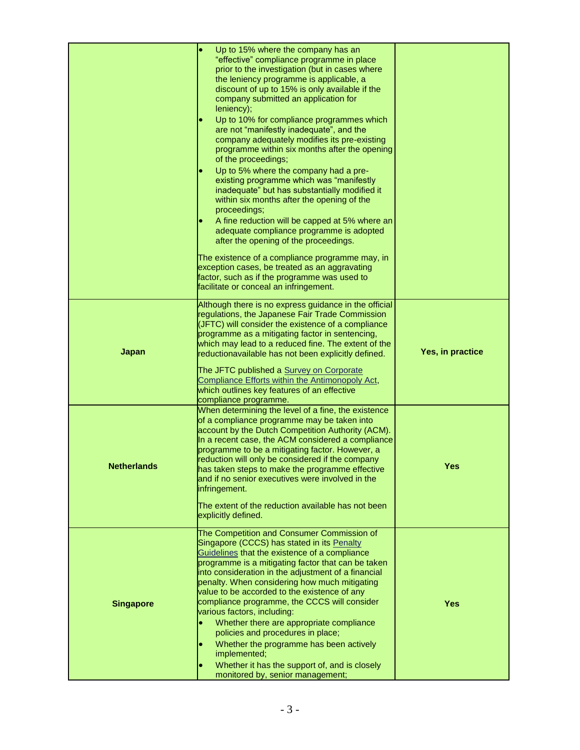| | | |
|---|---|---|
| | • Up to 15% where the company has an "effective" compliance programme in place prior to the investigation (but in cases where the leniency programme is applicable, a discount of up to 15% is only available if the company submitted an application for leniency);<br>• Up to 10% for compliance programmes which are not "manifestly inadequate", and the company adequately modifies its pre-existing programme within six months after the opening of the proceedings;<br>• Up to 5% where the company had a pre-existing programme which was "manifestly inadequate" but has substantially modified it within six months after the opening of the proceedings;<br>• A fine reduction will be capped at 5% where an adequate compliance programme is adopted after the opening of the proceedings.<br><br>The existence of a compliance programme may, in exception cases, be treated as an aggravating factor, such as if the programme was used to facilitate or conceal an infringement. | |
| **Japan** | Although there is no express guidance in the official regulations, the Japanese Fair Trade Commission (JFTC) will consider the existence of a compliance programme as a mitigating factor in sentencing, which may lead to a reduced fine. The extent of the reductionavailable has not been explicitly defined.<br><br>The JFTC published a Survey on Corporate Compliance Efforts within the Antimonopoly Act, which outlines key features of an effective compliance programme. | **Yes, in practice** |
| **Netherlands** | When determining the level of a fine, the existence of a compliance programme may be taken into account by the Dutch Competition Authority (ACM). In a recent case, the ACM considered a compliance programme to be a mitigating factor. However, a reduction will only be considered if the company has taken steps to make the programme effective and if no senior executives were involved in the infringement.<br><br>The extent of the reduction available has not been explicitly defined. | **Yes** |
| **Singapore** | The Competition and Consumer Commission of Singapore (CCCS) has stated in its Penalty Guidelines that the existence of a compliance programme is a mitigating factor that can be taken into consideration in the adjustment of a financial penalty. When considering how much mitigating value to be accorded to the existence of any compliance programme, the CCCS will consider various factors, including:<br>• Whether there are appropriate compliance policies and procedures in place;<br>• Whether the programme has been actively implemented;<br>• Whether it has the support of, and is closely monitored by, senior management; | **Yes** |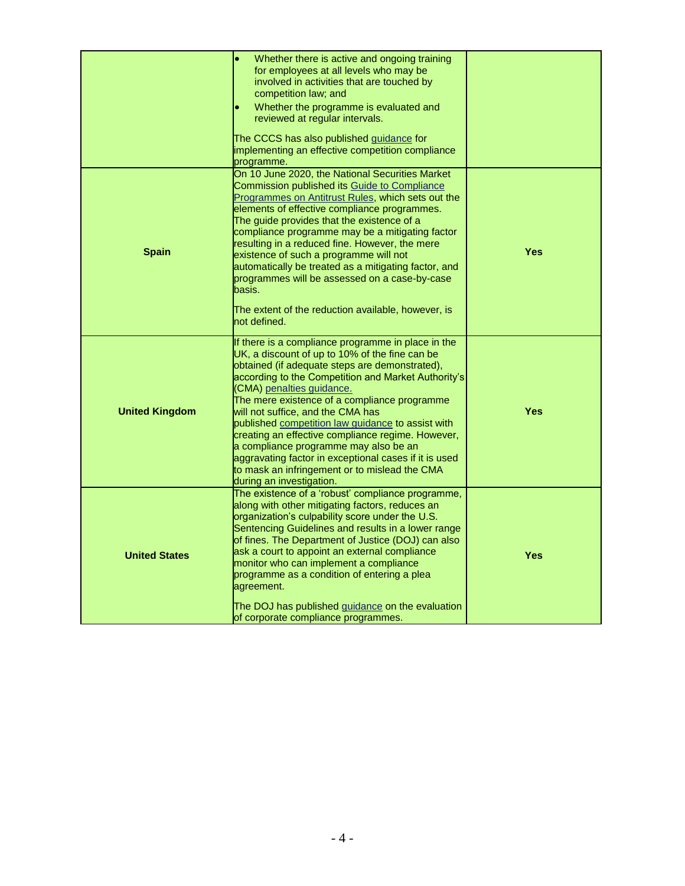| | | |
|---|---|---|
| | • Whether there is active and ongoing training for employees at all levels who may be involved in activities that are touched by competition law; and<br>• Whether the programme is evaluated and reviewed at regular intervals.<br><br>The CCCS has also published guidance for implementing an effective competition compliance programme. | |
| **Spain** | On 10 June 2020, the National Securities Market Commission published its Guide to Compliance Programmes on Antitrust Rules, which sets out the elements of effective compliance programmes. The guide provides that the existence of a compliance programme may be a mitigating factor resulting in a reduced fine. However, the mere existence of such a programme will not automatically be treated as a mitigating factor, and programmes will be assessed on a case-by-case basis.<br><br>The extent of the reduction available, however, is not defined. | **Yes** |
| **United Kingdom** | If there is a compliance programme in place in the UK, a discount of up to 10% of the fine can be obtained (if adequate steps are demonstrated), according to the Competition and Market Authority's (CMA) penalties guidance.<br>The mere existence of a compliance programme will not suffice, and the CMA has published competition law guidance to assist with creating an effective compliance regime. However, a compliance programme may also be an aggravating factor in exceptional cases if it is used to mask an infringement or to mislead the CMA during an investigation. | **Yes** |
| **United States** | The existence of a 'robust' compliance programme, along with other mitigating factors, reduces an organization's culpability score under the U.S. Sentencing Guidelines and results in a lower range of fines. The Department of Justice (DOJ) can also ask a court to appoint an external compliance monitor who can implement a compliance programme as a condition of entering a plea agreement.<br><br>The DOJ has published guidance on the evaluation of corporate compliance programmes. | **Yes** |